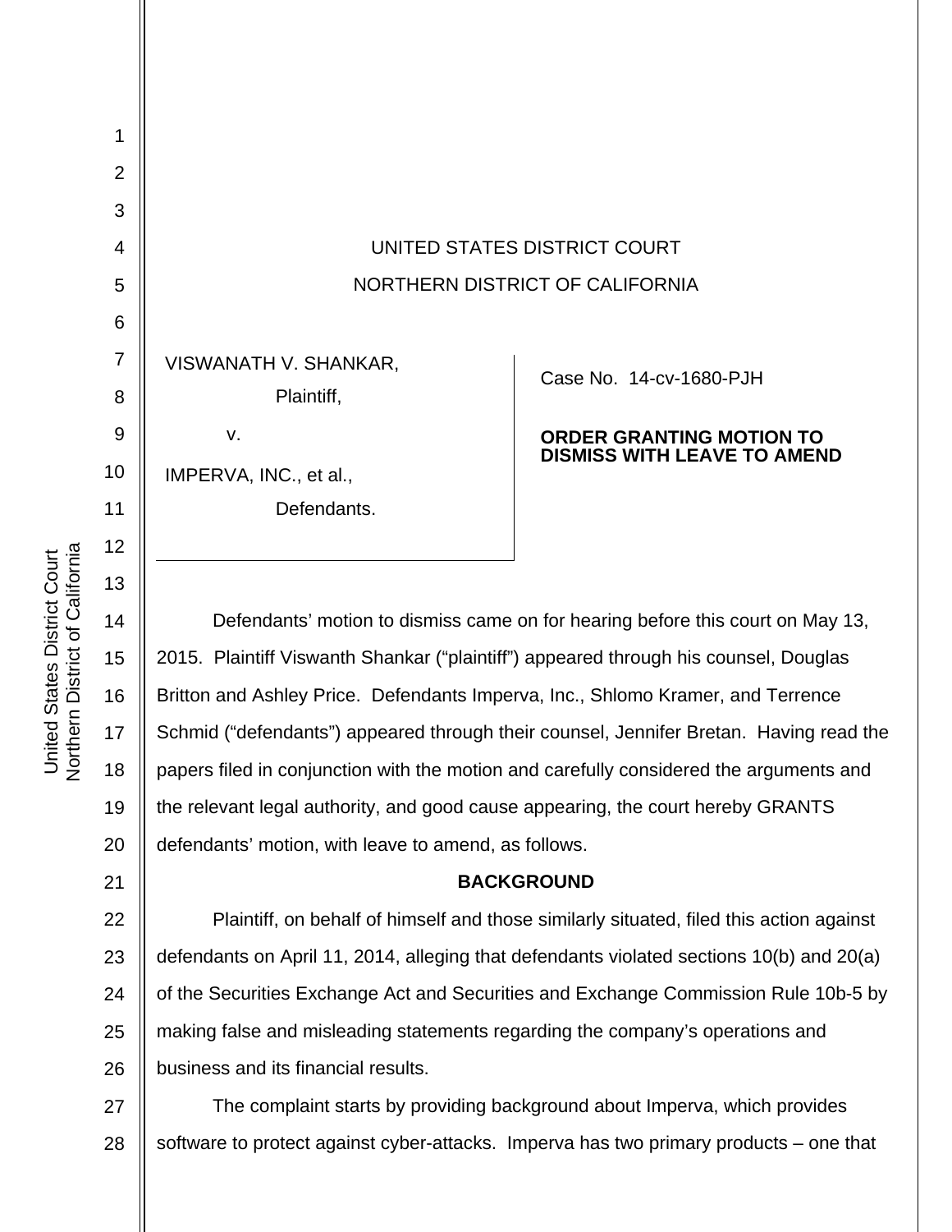UNITED STATES DISTRICT COURT

NORTHERN DISTRICT OF CALIFORNIA

VISWANATH V. SHANKAR,
Plaintiff,

v.

IMPERVA, INC., et al.,
Defendants.

Case No. 14-cv-1680-PJH

**ORDER GRANTING MOTION TO DISMISS WITH LEAVE TO AMEND**

Defendants' motion to dismiss came on for hearing before this court on May 13, 2015. Plaintiff Viswanth Shankar ("plaintiff") appeared through his counsel, Douglas Britton and Ashley Price. Defendants Imperva, Inc., Shlomo Kramer, and Terrence Schmid ("defendants") appeared through their counsel, Jennifer Bretan. Having read the papers filed in conjunction with the motion and carefully considered the arguments and the relevant legal authority, and good cause appearing, the court hereby GRANTS defendants' motion, with leave to amend, as follows.

## BACKGROUND

Plaintiff, on behalf of himself and those similarly situated, filed this action against defendants on April 11, 2014, alleging that defendants violated sections 10(b) and 20(a) of the Securities Exchange Act and Securities and Exchange Commission Rule 10b-5 by making false and misleading statements regarding the company's operations and business and its financial results.

The complaint starts by providing background about Imperva, which provides software to protect against cyber-attacks. Imperva has two primary products – one that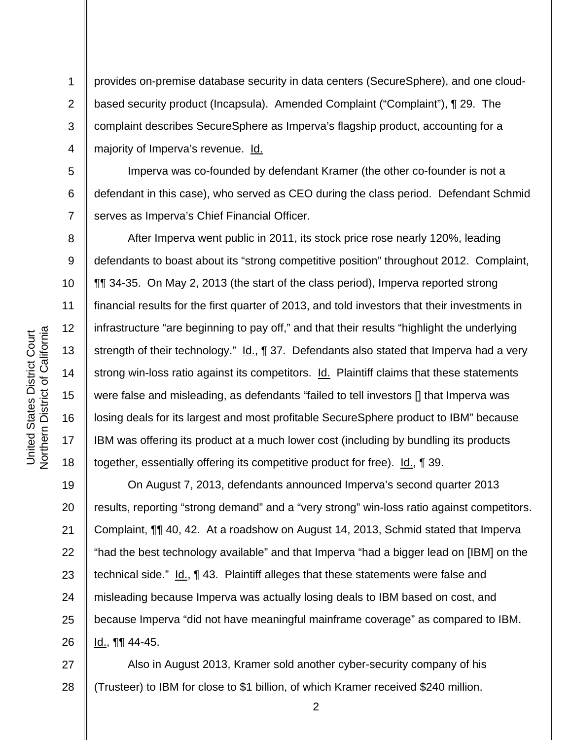provides on-premise database security in data centers (SecureSphere), and one cloud-based security product (Incapsula). Amended Complaint ("Complaint"), ¶ 29. The complaint describes SecureSphere as Imperva's flagship product, accounting for a majority of Imperva's revenue. Id.

Imperva was co-founded by defendant Kramer (the other co-founder is not a defendant in this case), who served as CEO during the class period. Defendant Schmid serves as Imperva's Chief Financial Officer.

After Imperva went public in 2011, its stock price rose nearly 120%, leading defendants to boast about its "strong competitive position" throughout 2012. Complaint, ¶¶ 34-35. On May 2, 2013 (the start of the class period), Imperva reported strong financial results for the first quarter of 2013, and told investors that their investments in infrastructure "are beginning to pay off," and that their results "highlight the underlying strength of their technology." Id., ¶ 37. Defendants also stated that Imperva had a very strong win-loss ratio against its competitors. Id. Plaintiff claims that these statements were false and misleading, as defendants "failed to tell investors [] that Imperva was losing deals for its largest and most profitable SecureSphere product to IBM" because IBM was offering its product at a much lower cost (including by bundling its products together, essentially offering its competitive product for free). Id., ¶ 39.

On August 7, 2013, defendants announced Imperva's second quarter 2013 results, reporting "strong demand" and a "very strong" win-loss ratio against competitors. Complaint, ¶¶ 40, 42. At a roadshow on August 14, 2013, Schmid stated that Imperva "had the best technology available" and that Imperva "had a bigger lead on [IBM] on the technical side." Id., ¶ 43. Plaintiff alleges that these statements were false and misleading because Imperva was actually losing deals to IBM based on cost, and because Imperva "did not have meaningful mainframe coverage" as compared to IBM. Id., ¶¶ 44-45.

Also in August 2013, Kramer sold another cyber-security company of his (Trusteer) to IBM for close to $1 billion, of which Kramer received $240 million.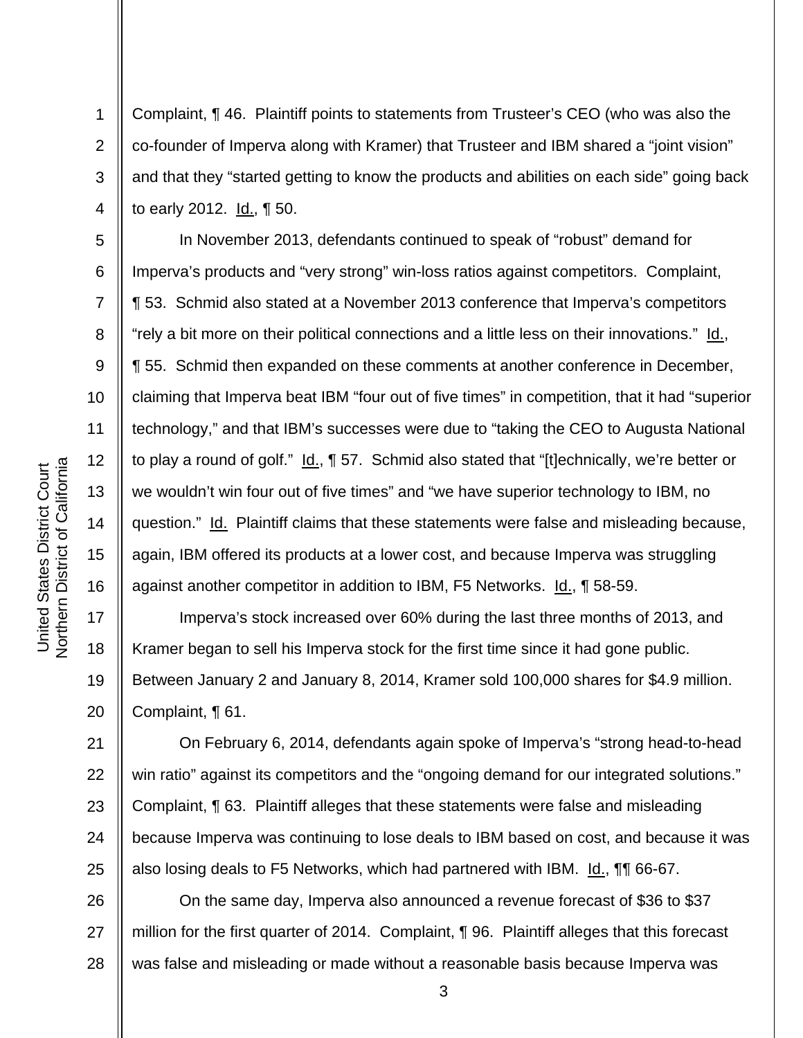Complaint, ¶ 46. Plaintiff points to statements from Trusteer's CEO (who was also the co-founder of Imperva along with Kramer) that Trusteer and IBM shared a "joint vision" and that they "started getting to know the products and abilities on each side" going back to early 2012. Id., ¶ 50.

In November 2013, defendants continued to speak of "robust" demand for Imperva's products and "very strong" win-loss ratios against competitors. Complaint, ¶ 53. Schmid also stated at a November 2013 conference that Imperva's competitors "rely a bit more on their political connections and a little less on their innovations." Id., ¶ 55. Schmid then expanded on these comments at another conference in December, claiming that Imperva beat IBM "four out of five times" in competition, that it had "superior technology," and that IBM's successes were due to "taking the CEO to Augusta National to play a round of golf." Id., ¶ 57. Schmid also stated that "[t]echnically, we're better or we wouldn't win four out of five times" and "we have superior technology to IBM, no question." Id. Plaintiff claims that these statements were false and misleading because, again, IBM offered its products at a lower cost, and because Imperva was struggling against another competitor in addition to IBM, F5 Networks. Id., ¶ 58-59.

Imperva's stock increased over 60% during the last three months of 2013, and Kramer began to sell his Imperva stock for the first time since it had gone public. Between January 2 and January 8, 2014, Kramer sold 100,000 shares for $4.9 million. Complaint, ¶ 61.

On February 6, 2014, defendants again spoke of Imperva's "strong head-to-head win ratio" against its competitors and the "ongoing demand for our integrated solutions." Complaint, ¶ 63. Plaintiff alleges that these statements were false and misleading because Imperva was continuing to lose deals to IBM based on cost, and because it was also losing deals to F5 Networks, which had partnered with IBM. Id., ¶¶ 66-67.

On the same day, Imperva also announced a revenue forecast of $36 to $37 million for the first quarter of 2014. Complaint, ¶ 96. Plaintiff alleges that this forecast was false and misleading or made without a reasonable basis because Imperva was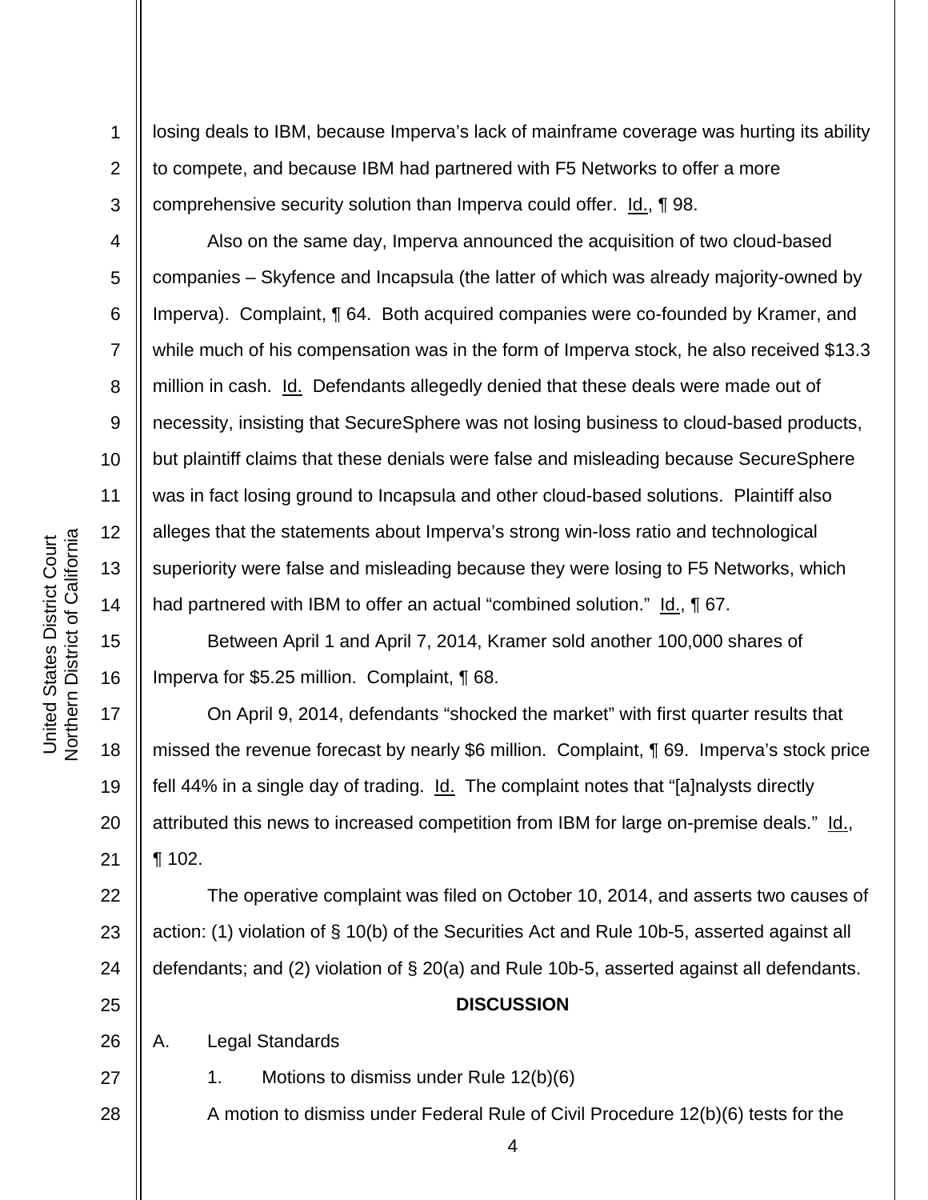losing deals to IBM, because Imperva's lack of mainframe coverage was hurting its ability to compete, and because IBM had partnered with F5 Networks to offer a more comprehensive security solution than Imperva could offer. Id., ¶ 98.

Also on the same day, Imperva announced the acquisition of two cloud-based companies – Skyfence and Incapsula (the latter of which was already majority-owned by Imperva). Complaint, ¶ 64. Both acquired companies were co-founded by Kramer, and while much of his compensation was in the form of Imperva stock, he also received $13.3 million in cash. Id. Defendants allegedly denied that these deals were made out of necessity, insisting that SecureSphere was not losing business to cloud-based products, but plaintiff claims that these denials were false and misleading because SecureSphere was in fact losing ground to Incapsula and other cloud-based solutions. Plaintiff also alleges that the statements about Imperva's strong win-loss ratio and technological superiority were false and misleading because they were losing to F5 Networks, which had partnered with IBM to offer an actual "combined solution." Id., ¶ 67.

Between April 1 and April 7, 2014, Kramer sold another 100,000 shares of Imperva for $5.25 million. Complaint, ¶ 68.

On April 9, 2014, defendants "shocked the market" with first quarter results that missed the revenue forecast by nearly $6 million. Complaint, ¶ 69. Imperva's stock price fell 44% in a single day of trading. Id. The complaint notes that "[a]nalysts directly attributed this news to increased competition from IBM for large on-premise deals." Id., ¶ 102.

The operative complaint was filed on October 10, 2014, and asserts two causes of action: (1) violation of § 10(b) of the Securities Act and Rule 10b-5, asserted against all defendants; and (2) violation of § 20(a) and Rule 10b-5, asserted against all defendants.

## DISCUSSION

A. Legal Standards

1. Motions to dismiss under Rule 12(b)(6)

A motion to dismiss under Federal Rule of Civil Procedure 12(b)(6) tests for the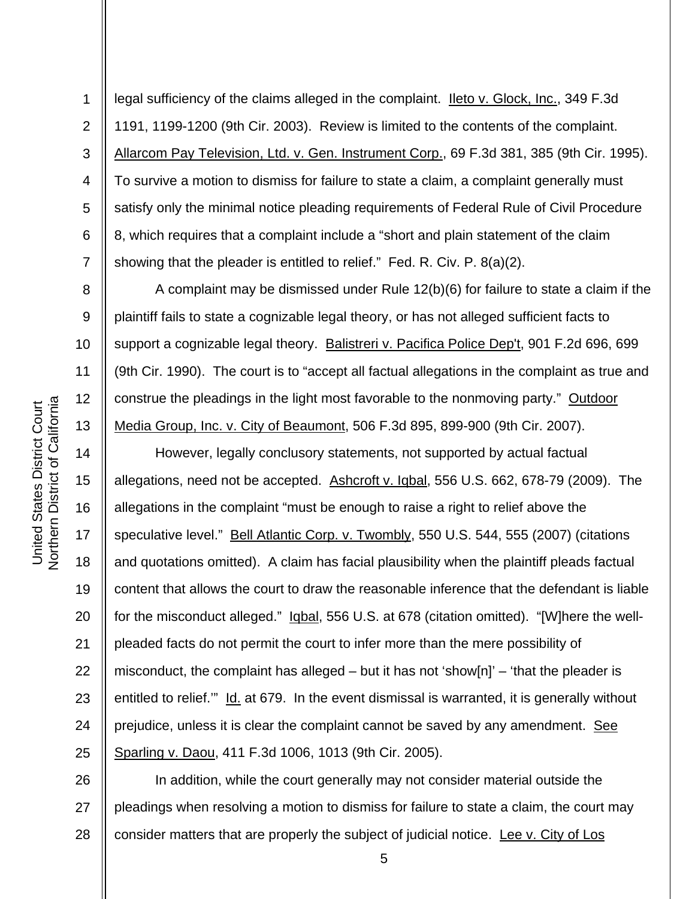legal sufficiency of the claims alleged in the complaint. Ileto v. Glock, Inc., 349 F.3d 1191, 1199-1200 (9th Cir. 2003). Review is limited to the contents of the complaint. Allarcom Pay Television, Ltd. v. Gen. Instrument Corp., 69 F.3d 381, 385 (9th Cir. 1995). To survive a motion to dismiss for failure to state a claim, a complaint generally must satisfy only the minimal notice pleading requirements of Federal Rule of Civil Procedure 8, which requires that a complaint include a "short and plain statement of the claim showing that the pleader is entitled to relief." Fed. R. Civ. P. 8(a)(2).

A complaint may be dismissed under Rule 12(b)(6) for failure to state a claim if the plaintiff fails to state a cognizable legal theory, or has not alleged sufficient facts to support a cognizable legal theory. Balistreri v. Pacifica Police Dep't, 901 F.2d 696, 699 (9th Cir. 1990). The court is to "accept all factual allegations in the complaint as true and construe the pleadings in the light most favorable to the nonmoving party." Outdoor Media Group, Inc. v. City of Beaumont, 506 F.3d 895, 899-900 (9th Cir. 2007).

However, legally conclusory statements, not supported by actual factual allegations, need not be accepted. Ashcroft v. Iqbal, 556 U.S. 662, 678-79 (2009). The allegations in the complaint "must be enough to raise a right to relief above the speculative level." Bell Atlantic Corp. v. Twombly, 550 U.S. 544, 555 (2007) (citations and quotations omitted). A claim has facial plausibility when the plaintiff pleads factual content that allows the court to draw the reasonable inference that the defendant is liable for the misconduct alleged." Iqbal, 556 U.S. at 678 (citation omitted). "[W]here the well-pleaded facts do not permit the court to infer more than the mere possibility of misconduct, the complaint has alleged – but it has not 'show[n]' – 'that the pleader is entitled to relief.'" Id. at 679. In the event dismissal is warranted, it is generally without prejudice, unless it is clear the complaint cannot be saved by any amendment. See Sparling v. Daou, 411 F.3d 1006, 1013 (9th Cir. 2005).

In addition, while the court generally may not consider material outside the pleadings when resolving a motion to dismiss for failure to state a claim, the court may consider matters that are properly the subject of judicial notice. Lee v. City of Los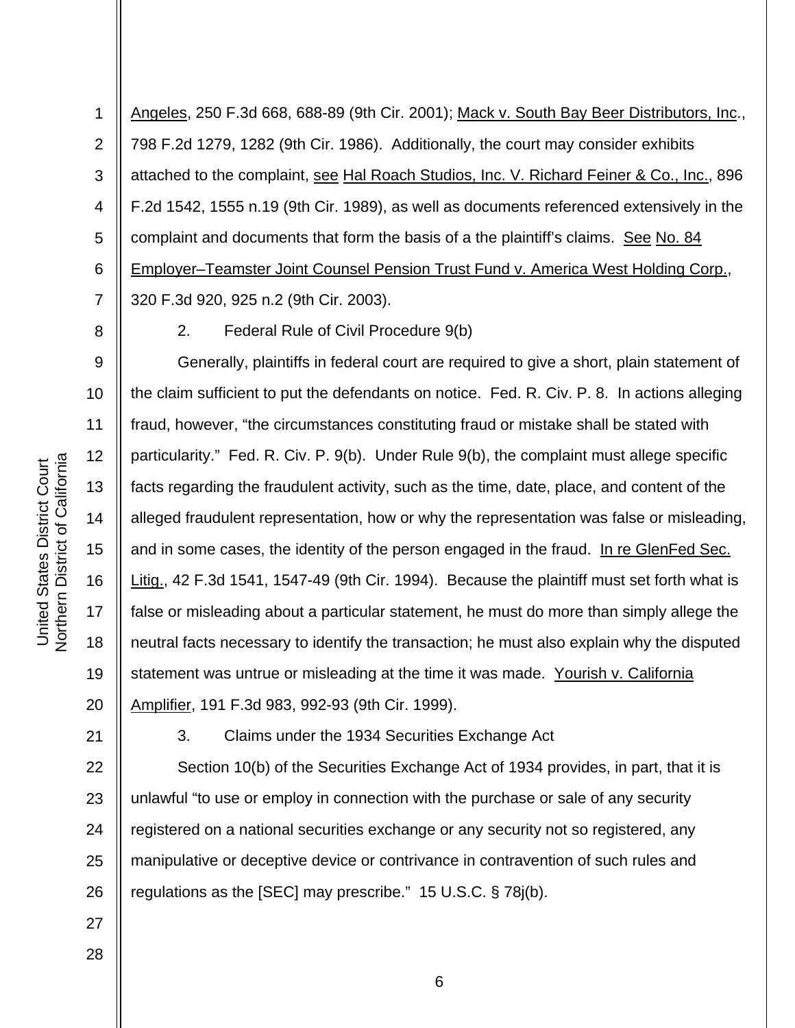Angeles, 250 F.3d 668, 688-89 (9th Cir. 2001); Mack v. South Bay Beer Distributors, Inc., 798 F.2d 1279, 1282 (9th Cir. 1986). Additionally, the court may consider exhibits attached to the complaint, see Hal Roach Studios, Inc. V. Richard Feiner & Co., Inc., 896 F.2d 1542, 1555 n.19 (9th Cir. 1989), as well as documents referenced extensively in the complaint and documents that form the basis of a the plaintiff's claims. See No. 84 Employer–Teamster Joint Counsel Pension Trust Fund v. America West Holding Corp., 320 F.3d 920, 925 n.2 (9th Cir. 2003).

2. Federal Rule of Civil Procedure 9(b)

Generally, plaintiffs in federal court are required to give a short, plain statement of the claim sufficient to put the defendants on notice. Fed. R. Civ. P. 8. In actions alleging fraud, however, "the circumstances constituting fraud or mistake shall be stated with particularity." Fed. R. Civ. P. 9(b). Under Rule 9(b), the complaint must allege specific facts regarding the fraudulent activity, such as the time, date, place, and content of the alleged fraudulent representation, how or why the representation was false or misleading, and in some cases, the identity of the person engaged in the fraud. In re GlenFed Sec. Litig., 42 F.3d 1541, 1547-49 (9th Cir. 1994). Because the plaintiff must set forth what is false or misleading about a particular statement, he must do more than simply allege the neutral facts necessary to identify the transaction; he must also explain why the disputed statement was untrue or misleading at the time it was made. Yourish v. California Amplifier, 191 F.3d 983, 992-93 (9th Cir. 1999).

3. Claims under the 1934 Securities Exchange Act

Section 10(b) of the Securities Exchange Act of 1934 provides, in part, that it is unlawful "to use or employ in connection with the purchase or sale of any security registered on a national securities exchange or any security not so registered, any manipulative or deceptive device or contrivance in contravention of such rules and regulations as the [SEC] may prescribe." 15 U.S.C. § 78j(b).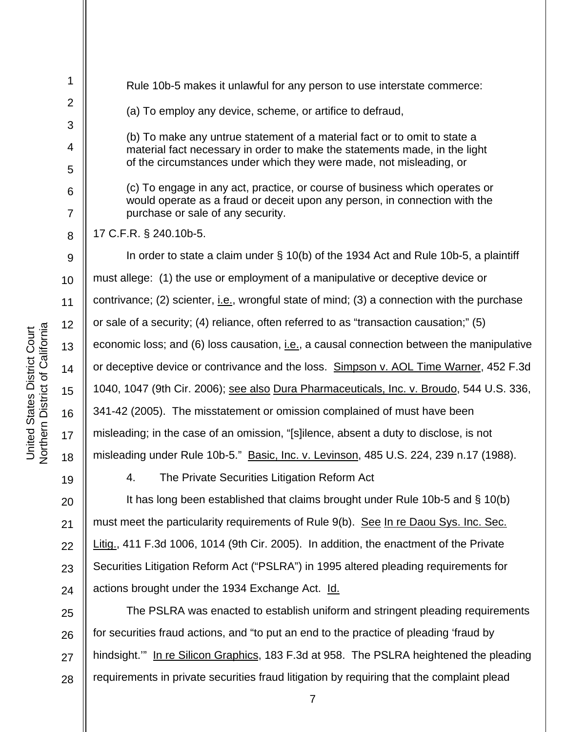Rule 10b-5 makes it unlawful for any person to use interstate commerce:

> (a) To employ any device, scheme, or artifice to defraud,
>
> (b) To make any untrue statement of a material fact or to omit to state a material fact necessary in order to make the statements made, in the light of the circumstances under which they were made, not misleading, or
>
> (c) To engage in any act, practice, or course of business which operates or would operate as a fraud or deceit upon any person, in connection with the purchase or sale of any security.

17 C.F.R. § 240.10b-5.

In order to state a claim under § 10(b) of the 1934 Act and Rule 10b-5, a plaintiff must allege: (1) the use or employment of a manipulative or deceptive device or contrivance; (2) scienter, i.e., wrongful state of mind; (3) a connection with the purchase or sale of a security; (4) reliance, often referred to as "transaction causation;" (5) economic loss; and (6) loss causation, i.e., a causal connection between the manipulative or deceptive device or contrivance and the loss. Simpson v. AOL Time Warner, 452 F.3d 1040, 1047 (9th Cir. 2006); see also Dura Pharmaceuticals, Inc. v. Broudo, 544 U.S. 336, 341-42 (2005). The misstatement or omission complained of must have been misleading; in the case of an omission, "[s]ilence, absent a duty to disclose, is not misleading under Rule 10b-5." Basic, Inc. v. Levinson, 485 U.S. 224, 239 n.17 (1988).

4. The Private Securities Litigation Reform Act

It has long been established that claims brought under Rule 10b-5 and § 10(b) must meet the particularity requirements of Rule 9(b). See In re Daou Sys. Inc. Sec. Litig., 411 F.3d 1006, 1014 (9th Cir. 2005). In addition, the enactment of the Private Securities Litigation Reform Act ("PSLRA") in 1995 altered pleading requirements for actions brought under the 1934 Exchange Act. Id.

The PSLRA was enacted to establish uniform and stringent pleading requirements for securities fraud actions, and "to put an end to the practice of pleading 'fraud by hindsight.'" In re Silicon Graphics, 183 F.3d at 958. The PSLRA heightened the pleading requirements in private securities fraud litigation by requiring that the complaint plead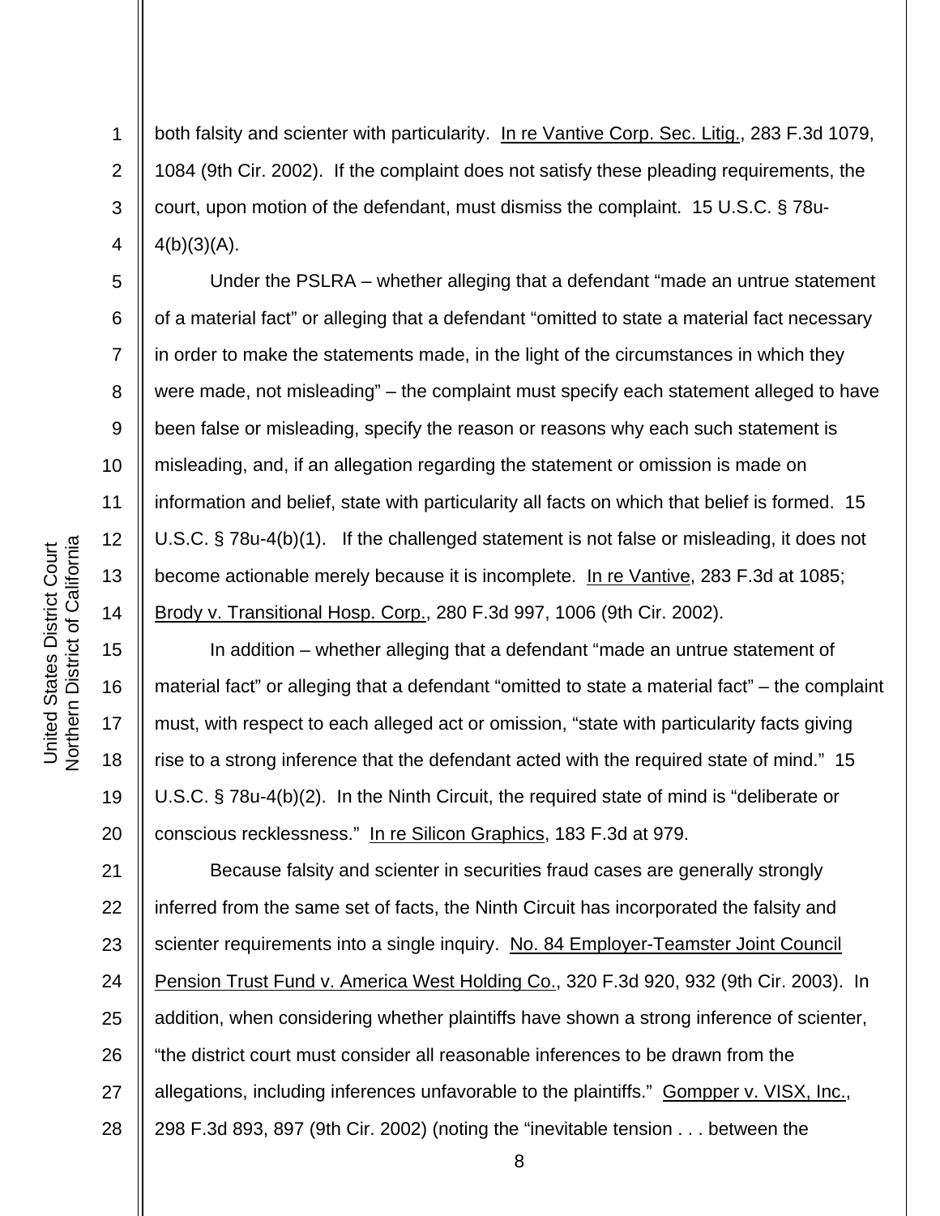both falsity and scienter with particularity. In re Vantive Corp. Sec. Litig., 283 F.3d 1079, 1084 (9th Cir. 2002). If the complaint does not satisfy these pleading requirements, the court, upon motion of the defendant, must dismiss the complaint. 15 U.S.C. § 78u-4(b)(3)(A).

Under the PSLRA – whether alleging that a defendant "made an untrue statement of a material fact" or alleging that a defendant "omitted to state a material fact necessary in order to make the statements made, in the light of the circumstances in which they were made, not misleading" – the complaint must specify each statement alleged to have been false or misleading, specify the reason or reasons why each such statement is misleading, and, if an allegation regarding the statement or omission is made on information and belief, state with particularity all facts on which that belief is formed. 15 U.S.C. § 78u-4(b)(1). If the challenged statement is not false or misleading, it does not become actionable merely because it is incomplete. In re Vantive, 283 F.3d at 1085; Brody v. Transitional Hosp. Corp., 280 F.3d 997, 1006 (9th Cir. 2002).

In addition – whether alleging that a defendant "made an untrue statement of material fact" or alleging that a defendant "omitted to state a material fact" – the complaint must, with respect to each alleged act or omission, "state with particularity facts giving rise to a strong inference that the defendant acted with the required state of mind." 15 U.S.C. § 78u-4(b)(2). In the Ninth Circuit, the required state of mind is "deliberate or conscious recklessness." In re Silicon Graphics, 183 F.3d at 979.

Because falsity and scienter in securities fraud cases are generally strongly inferred from the same set of facts, the Ninth Circuit has incorporated the falsity and scienter requirements into a single inquiry. No. 84 Employer-Teamster Joint Council Pension Trust Fund v. America West Holding Co., 320 F.3d 920, 932 (9th Cir. 2003). In addition, when considering whether plaintiffs have shown a strong inference of scienter, "the district court must consider all reasonable inferences to be drawn from the allegations, including inferences unfavorable to the plaintiffs." Gompper v. VISX, Inc., 298 F.3d 893, 897 (9th Cir. 2002) (noting the "inevitable tension . . . between the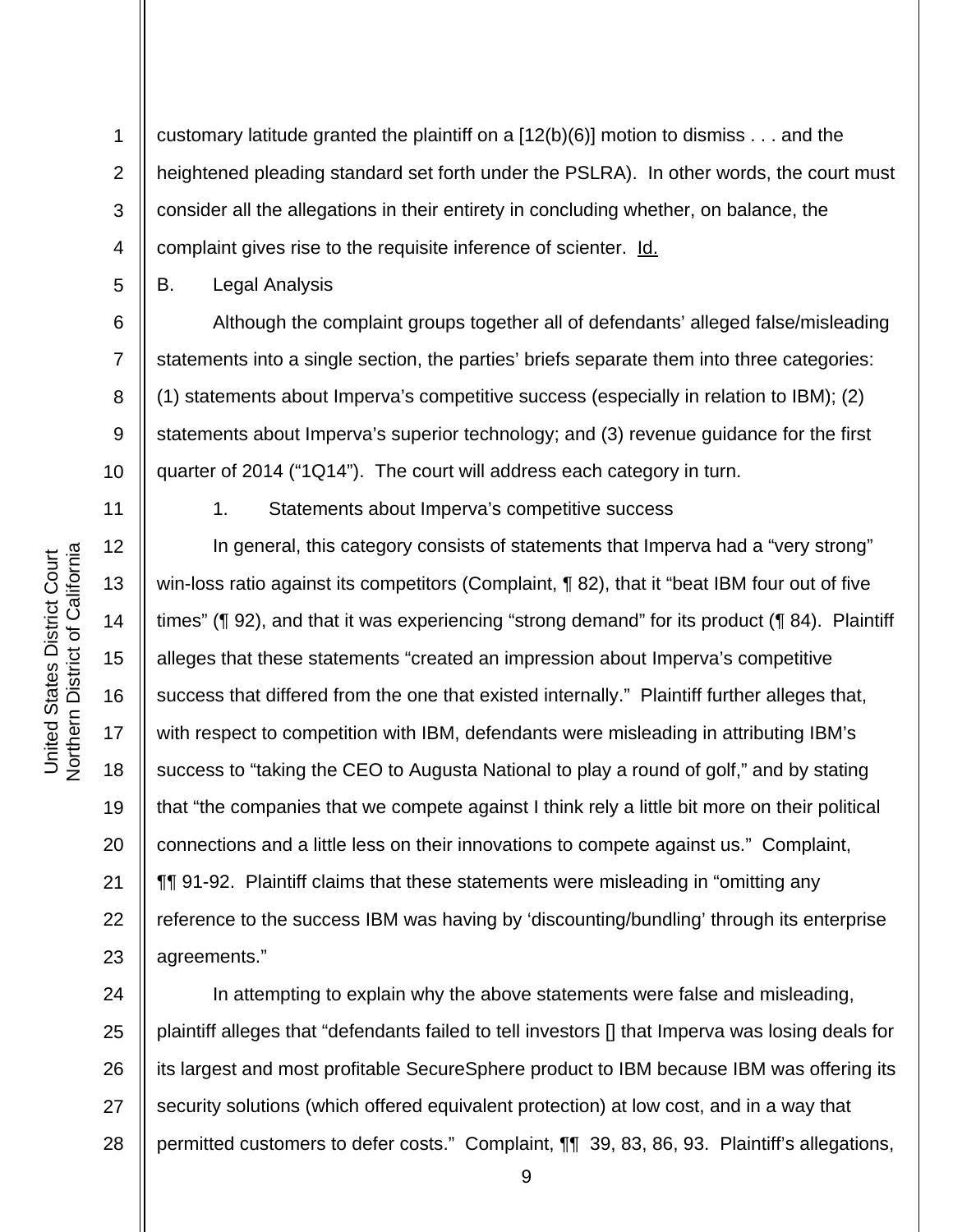customary latitude granted the plaintiff on a [12(b)(6)] motion to dismiss . . . and the heightened pleading standard set forth under the PSLRA). In other words, the court must consider all the allegations in their entirety in concluding whether, on balance, the complaint gives rise to the requisite inference of scienter. Id.

B. Legal Analysis

Although the complaint groups together all of defendants' alleged false/misleading statements into a single section, the parties' briefs separate them into three categories: (1) statements about Imperva's competitive success (especially in relation to IBM); (2) statements about Imperva's superior technology; and (3) revenue guidance for the first quarter of 2014 ("1Q14"). The court will address each category in turn.

1. Statements about Imperva's competitive success

In general, this category consists of statements that Imperva had a "very strong" win-loss ratio against its competitors (Complaint, ¶ 82), that it "beat IBM four out of five times" (¶ 92), and that it was experiencing "strong demand" for its product (¶ 84). Plaintiff alleges that these statements "created an impression about Imperva's competitive success that differed from the one that existed internally." Plaintiff further alleges that, with respect to competition with IBM, defendants were misleading in attributing IBM's success to "taking the CEO to Augusta National to play a round of golf," and by stating that "the companies that we compete against I think rely a little bit more on their political connections and a little less on their innovations to compete against us." Complaint, ¶¶ 91-92. Plaintiff claims that these statements were misleading in "omitting any reference to the success IBM was having by 'discounting/bundling' through its enterprise agreements."

In attempting to explain why the above statements were false and misleading, plaintiff alleges that "defendants failed to tell investors [] that Imperva was losing deals for its largest and most profitable SecureSphere product to IBM because IBM was offering its security solutions (which offered equivalent protection) at low cost, and in a way that permitted customers to defer costs." Complaint, ¶¶ 39, 83, 86, 93. Plaintiff's allegations,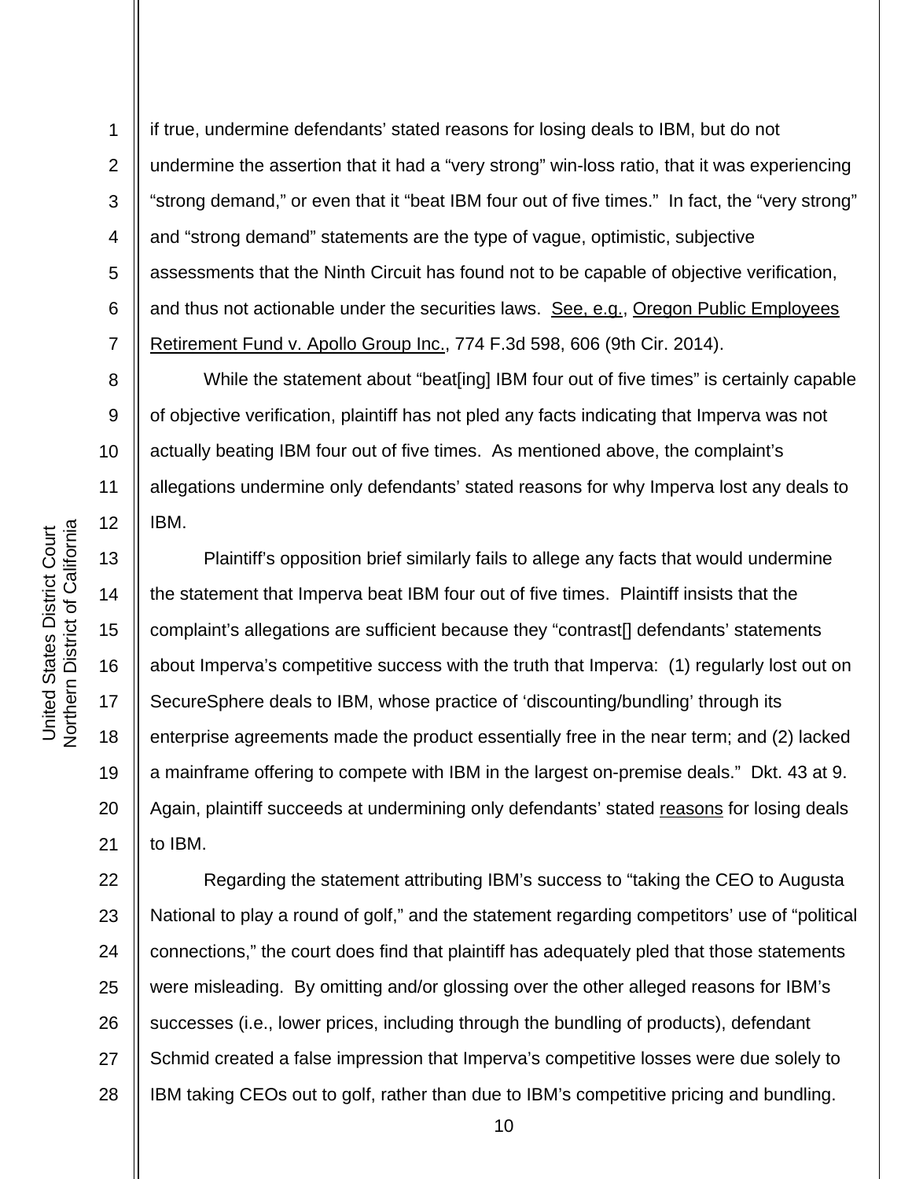if true, undermine defendants' stated reasons for losing deals to IBM, but do not undermine the assertion that it had a "very strong" win-loss ratio, that it was experiencing "strong demand," or even that it "beat IBM four out of five times." In fact, the "very strong" and "strong demand" statements are the type of vague, optimistic, subjective assessments that the Ninth Circuit has found not to be capable of objective verification, and thus not actionable under the securities laws. See, e.g., Oregon Public Employees Retirement Fund v. Apollo Group Inc., 774 F.3d 598, 606 (9th Cir. 2014).

While the statement about "beat[ing] IBM four out of five times" is certainly capable of objective verification, plaintiff has not pled any facts indicating that Imperva was not actually beating IBM four out of five times. As mentioned above, the complaint's allegations undermine only defendants' stated reasons for why Imperva lost any deals to IBM.

Plaintiff's opposition brief similarly fails to allege any facts that would undermine the statement that Imperva beat IBM four out of five times. Plaintiff insists that the complaint's allegations are sufficient because they "contrast[] defendants' statements about Imperva's competitive success with the truth that Imperva: (1) regularly lost out on SecureSphere deals to IBM, whose practice of 'discounting/bundling' through its enterprise agreements made the product essentially free in the near term; and (2) lacked a mainframe offering to compete with IBM in the largest on-premise deals." Dkt. 43 at 9. Again, plaintiff succeeds at undermining only defendants' stated reasons for losing deals to IBM.

Regarding the statement attributing IBM's success to "taking the CEO to Augusta National to play a round of golf," and the statement regarding competitors' use of "political connections," the court does find that plaintiff has adequately pled that those statements were misleading. By omitting and/or glossing over the other alleged reasons for IBM's successes (i.e., lower prices, including through the bundling of products), defendant Schmid created a false impression that Imperva's competitive losses were due solely to IBM taking CEOs out to golf, rather than due to IBM's competitive pricing and bundling.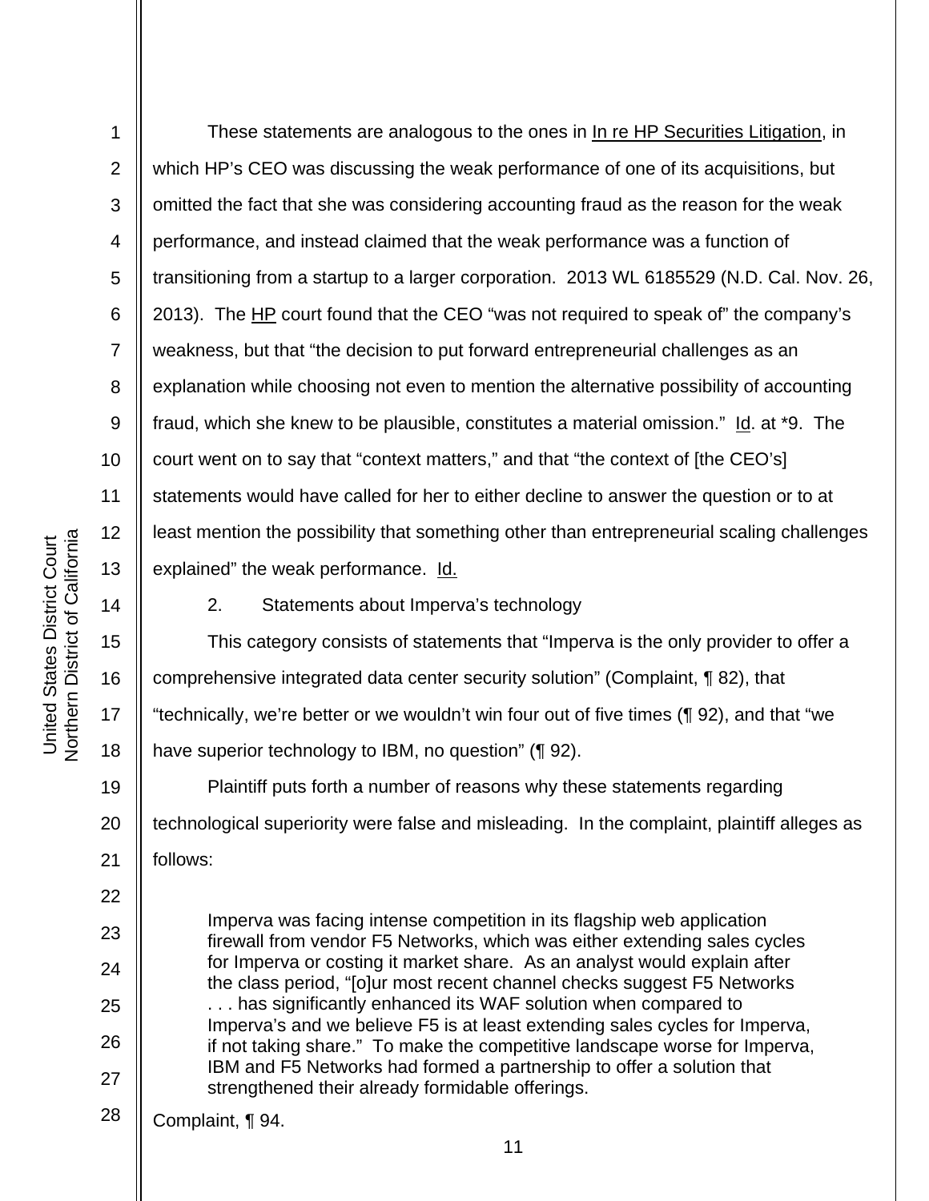These statements are analogous to the ones in In re HP Securities Litigation, in which HP's CEO was discussing the weak performance of one of its acquisitions, but omitted the fact that she was considering accounting fraud as the reason for the weak performance, and instead claimed that the weak performance was a function of transitioning from a startup to a larger corporation. 2013 WL 6185529 (N.D. Cal. Nov. 26, 2013). The HP court found that the CEO "was not required to speak of" the company's weakness, but that "the decision to put forward entrepreneurial challenges as an explanation while choosing not even to mention the alternative possibility of accounting fraud, which she knew to be plausible, constitutes a material omission." Id. at *9. The court went on to say that "context matters," and that "the context of [the CEO's] statements would have called for her to either decline to answer the question or to at least mention the possibility that something other than entrepreneurial scaling challenges explained" the weak performance. Id.

2. Statements about Imperva's technology

This category consists of statements that "Imperva is the only provider to offer a comprehensive integrated data center security solution" (Complaint, ¶ 82), that "technically, we're better or we wouldn't win four out of five times (¶ 92), and that "we have superior technology to IBM, no question" (¶ 92).

Plaintiff puts forth a number of reasons why these statements regarding technological superiority were false and misleading. In the complaint, plaintiff alleges as follows:

> Imperva was facing intense competition in its flagship web application firewall from vendor F5 Networks, which was either extending sales cycles for Imperva or costing it market share. As an analyst would explain after the class period, "[o]ur most recent channel checks suggest F5 Networks . . . has significantly enhanced its WAF solution when compared to Imperva's and we believe F5 is at least extending sales cycles for Imperva, if not taking share." To make the competitive landscape worse for Imperva, IBM and F5 Networks had formed a partnership to offer a solution that strengthened their already formidable offerings.

Complaint, ¶ 94.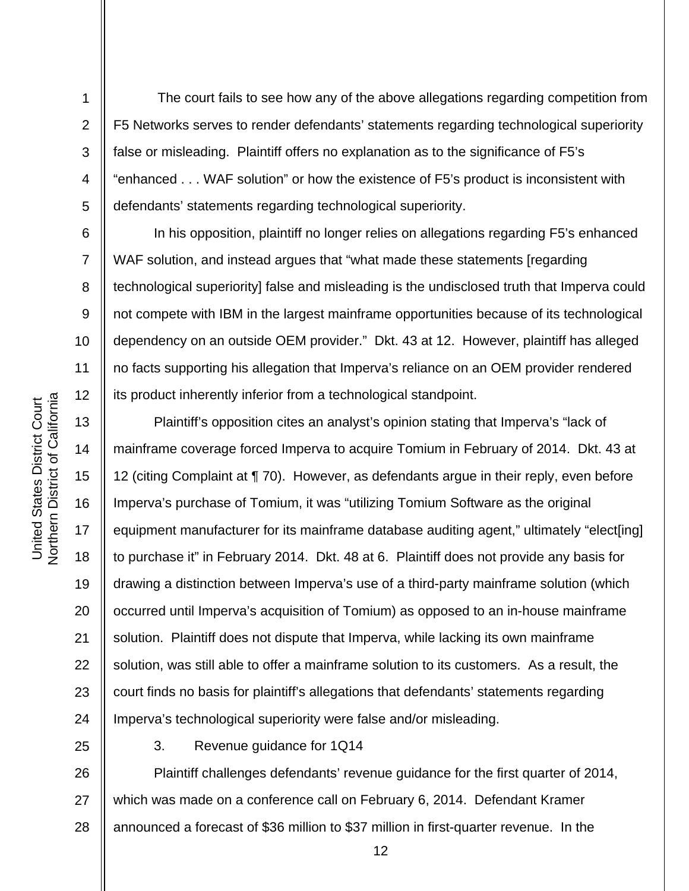The court fails to see how any of the above allegations regarding competition from F5 Networks serves to render defendants' statements regarding technological superiority false or misleading. Plaintiff offers no explanation as to the significance of F5's "enhanced . . . WAF solution" or how the existence of F5's product is inconsistent with defendants' statements regarding technological superiority.

In his opposition, plaintiff no longer relies on allegations regarding F5's enhanced WAF solution, and instead argues that "what made these statements [regarding technological superiority] false and misleading is the undisclosed truth that Imperva could not compete with IBM in the largest mainframe opportunities because of its technological dependency on an outside OEM provider." Dkt. 43 at 12. However, plaintiff has alleged no facts supporting his allegation that Imperva's reliance on an OEM provider rendered its product inherently inferior from a technological standpoint.

Plaintiff's opposition cites an analyst's opinion stating that Imperva's "lack of mainframe coverage forced Imperva to acquire Tomium in February of 2014. Dkt. 43 at 12 (citing Complaint at ¶ 70). However, as defendants argue in their reply, even before Imperva's purchase of Tomium, it was "utilizing Tomium Software as the original equipment manufacturer for its mainframe database auditing agent," ultimately "elect[ing] to purchase it" in February 2014. Dkt. 48 at 6. Plaintiff does not provide any basis for drawing a distinction between Imperva's use of a third-party mainframe solution (which occurred until Imperva's acquisition of Tomium) as opposed to an in-house mainframe solution. Plaintiff does not dispute that Imperva, while lacking its own mainframe solution, was still able to offer a mainframe solution to its customers. As a result, the court finds no basis for plaintiff's allegations that defendants' statements regarding Imperva's technological superiority were false and/or misleading.

3. Revenue guidance for 1Q14

Plaintiff challenges defendants' revenue guidance for the first quarter of 2014, which was made on a conference call on February 6, 2014. Defendant Kramer announced a forecast of $36 million to $37 million in first-quarter revenue. In the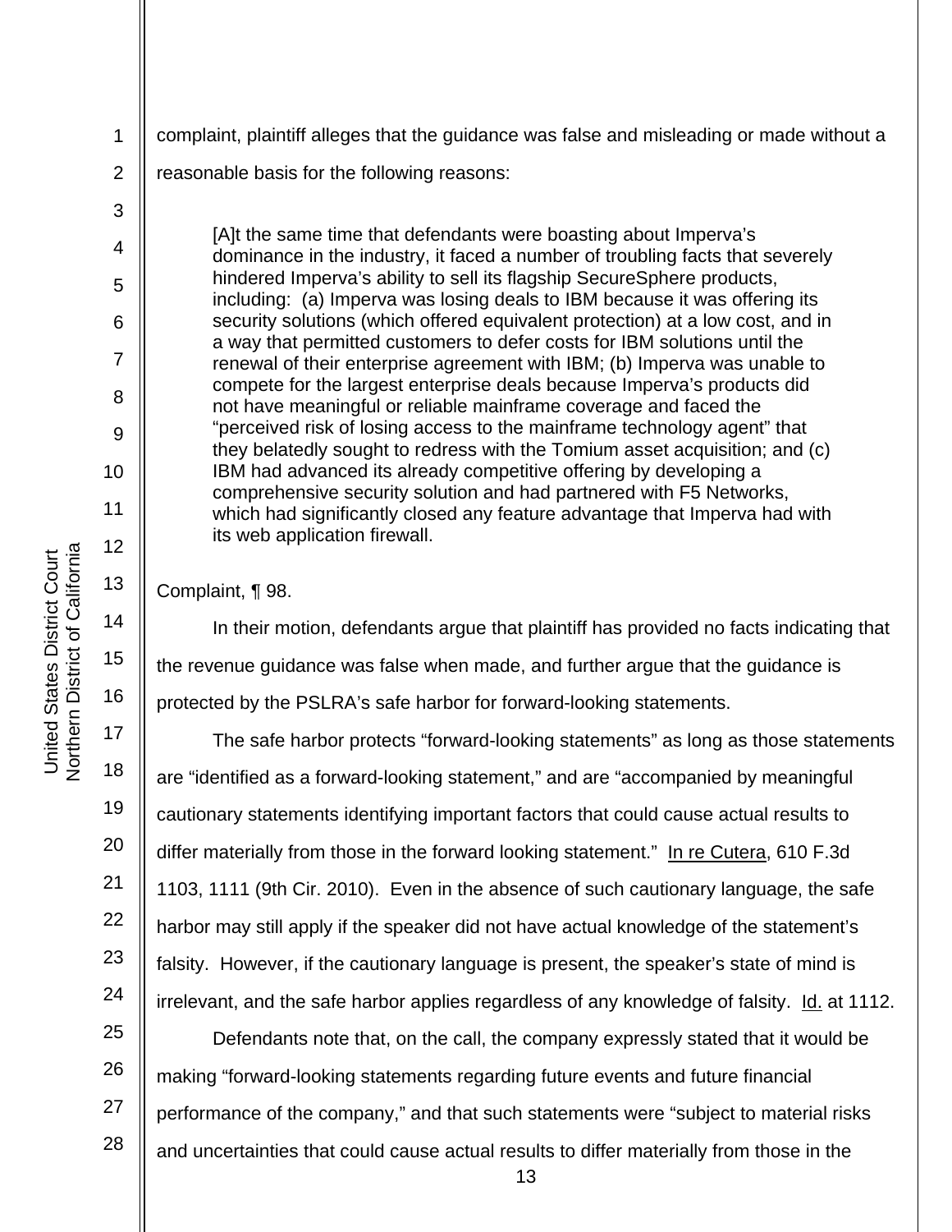complaint, plaintiff alleges that the guidance was false and misleading or made without a reasonable basis for the following reasons:

> [A]t the same time that defendants were boasting about Imperva's dominance in the industry, it faced a number of troubling facts that severely hindered Imperva's ability to sell its flagship SecureSphere products, including: (a) Imperva was losing deals to IBM because it was offering its security solutions (which offered equivalent protection) at a low cost, and in a way that permitted customers to defer costs for IBM solutions until the renewal of their enterprise agreement with IBM; (b) Imperva was unable to compete for the largest enterprise deals because Imperva's products did not have meaningful or reliable mainframe coverage and faced the "perceived risk of losing access to the mainframe technology agent" that they belatedly sought to redress with the Tomium asset acquisition; and (c) IBM had advanced its already competitive offering by developing a comprehensive security solution and had partnered with F5 Networks, which had significantly closed any feature advantage that Imperva had with its web application firewall.

Complaint, ¶ 98.

In their motion, defendants argue that plaintiff has provided no facts indicating that the revenue guidance was false when made, and further argue that the guidance is protected by the PSLRA's safe harbor for forward-looking statements.

The safe harbor protects "forward-looking statements" as long as those statements are "identified as a forward-looking statement," and are "accompanied by meaningful cautionary statements identifying important factors that could cause actual results to differ materially from those in the forward looking statement." <u>In re Cutera</u>, 610 F.3d 1103, 1111 (9th Cir. 2010). Even in the absence of such cautionary language, the safe harbor may still apply if the speaker did not have actual knowledge of the statement's falsity. However, if the cautionary language is present, the speaker's state of mind is irrelevant, and the safe harbor applies regardless of any knowledge of falsity. <u>Id.</u> at 1112.

Defendants note that, on the call, the company expressly stated that it would be making "forward-looking statements regarding future events and future financial performance of the company," and that such statements were "subject to material risks and uncertainties that could cause actual results to differ materially from those in the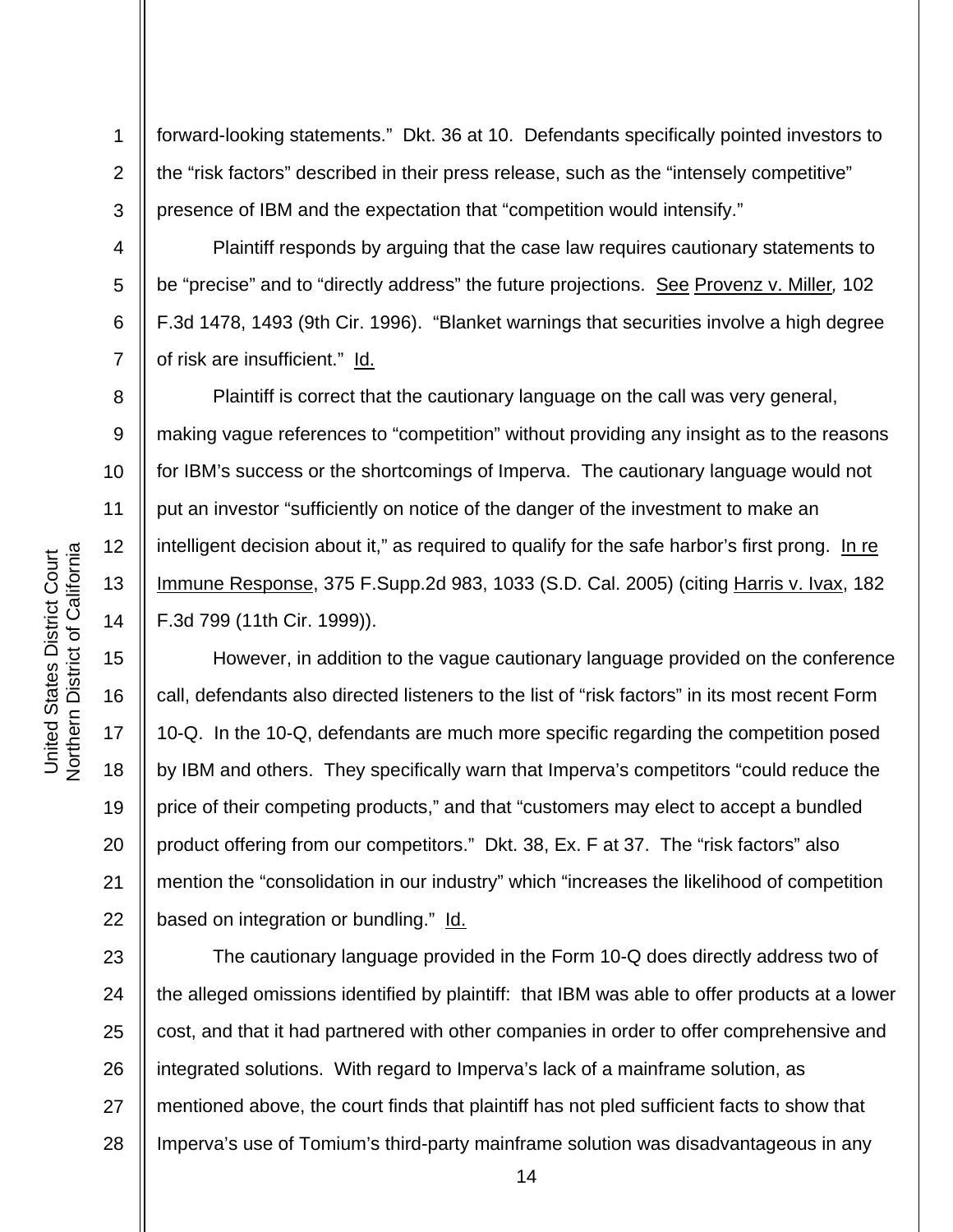forward-looking statements." Dkt. 36 at 10. Defendants specifically pointed investors to the "risk factors" described in their press release, such as the "intensely competitive" presence of IBM and the expectation that "competition would intensify."

Plaintiff responds by arguing that the case law requires cautionary statements to be "precise" and to "directly address" the future projections. See Provenz v. Miller, 102 F.3d 1478, 1493 (9th Cir. 1996). "Blanket warnings that securities involve a high degree of risk are insufficient." Id.

Plaintiff is correct that the cautionary language on the call was very general, making vague references to "competition" without providing any insight as to the reasons for IBM's success or the shortcomings of Imperva. The cautionary language would not put an investor "sufficiently on notice of the danger of the investment to make an intelligent decision about it," as required to qualify for the safe harbor's first prong. In re Immune Response, 375 F.Supp.2d 983, 1033 (S.D. Cal. 2005) (citing Harris v. Ivax, 182 F.3d 799 (11th Cir. 1999)).

However, in addition to the vague cautionary language provided on the conference call, defendants also directed listeners to the list of "risk factors" in its most recent Form 10-Q. In the 10-Q, defendants are much more specific regarding the competition posed by IBM and others. They specifically warn that Imperva's competitors "could reduce the price of their competing products," and that "customers may elect to accept a bundled product offering from our competitors." Dkt. 38, Ex. F at 37. The "risk factors" also mention the "consolidation in our industry" which "increases the likelihood of competition based on integration or bundling." Id.

The cautionary language provided in the Form 10-Q does directly address two of the alleged omissions identified by plaintiff: that IBM was able to offer products at a lower cost, and that it had partnered with other companies in order to offer comprehensive and integrated solutions. With regard to Imperva's lack of a mainframe solution, as mentioned above, the court finds that plaintiff has not pled sufficient facts to show that Imperva's use of Tomium's third-party mainframe solution was disadvantageous in any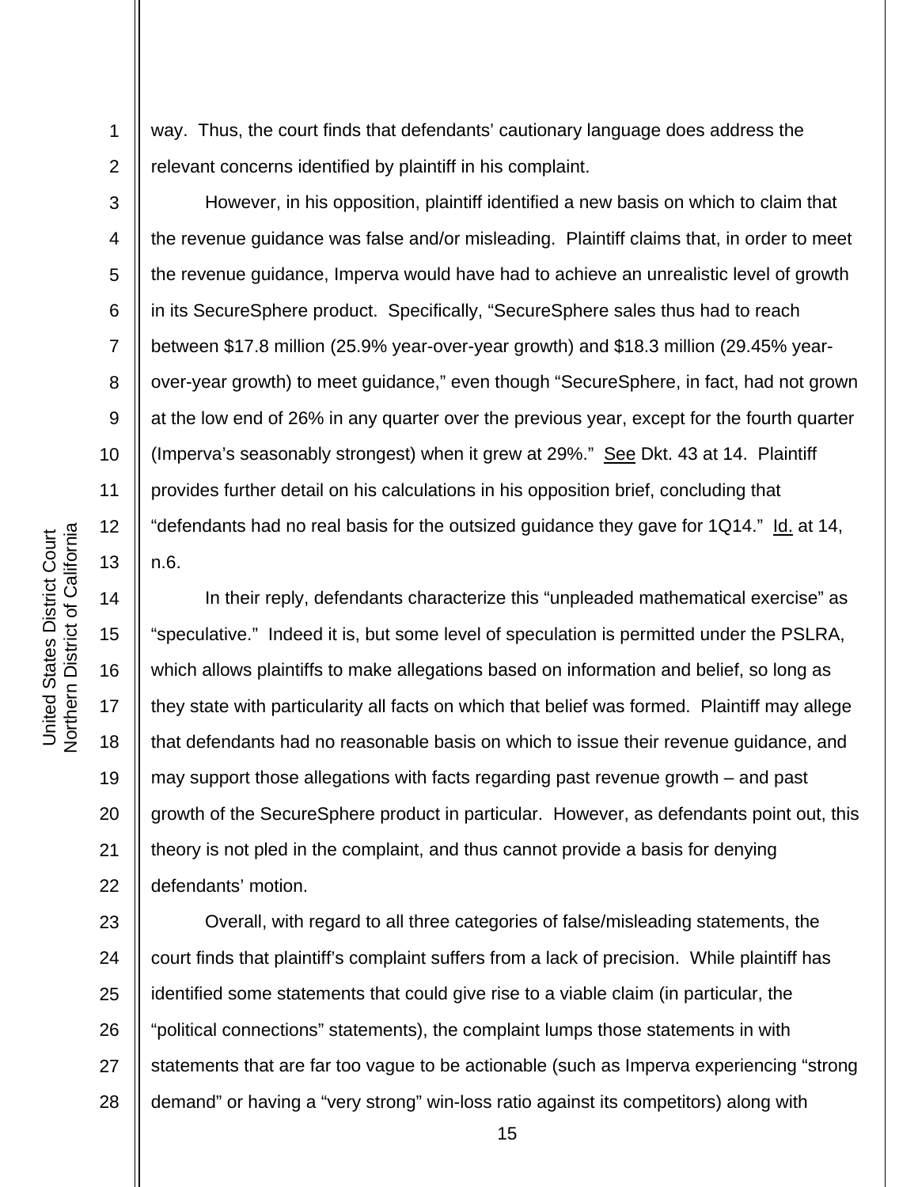way. Thus, the court finds that defendants' cautionary language does address the relevant concerns identified by plaintiff in his complaint.

However, in his opposition, plaintiff identified a new basis on which to claim that the revenue guidance was false and/or misleading. Plaintiff claims that, in order to meet the revenue guidance, Imperva would have had to achieve an unrealistic level of growth in its SecureSphere product. Specifically, "SecureSphere sales thus had to reach between $17.8 million (25.9% year-over-year growth) and $18.3 million (29.45% year-over-year growth) to meet guidance," even though "SecureSphere, in fact, had not grown at the low end of 26% in any quarter over the previous year, except for the fourth quarter (Imperva's seasonably strongest) when it grew at 29%." See Dkt. 43 at 14. Plaintiff provides further detail on his calculations in his opposition brief, concluding that "defendants had no real basis for the outsized guidance they gave for 1Q14." Id. at 14, n.6.

In their reply, defendants characterize this "unpleaded mathematical exercise" as "speculative." Indeed it is, but some level of speculation is permitted under the PSLRA, which allows plaintiffs to make allegations based on information and belief, so long as they state with particularity all facts on which that belief was formed. Plaintiff may allege that defendants had no reasonable basis on which to issue their revenue guidance, and may support those allegations with facts regarding past revenue growth – and past growth of the SecureSphere product in particular. However, as defendants point out, this theory is not pled in the complaint, and thus cannot provide a basis for denying defendants' motion.

Overall, with regard to all three categories of false/misleading statements, the court finds that plaintiff's complaint suffers from a lack of precision. While plaintiff has identified some statements that could give rise to a viable claim (in particular, the "political connections" statements), the complaint lumps those statements in with statements that are far too vague to be actionable (such as Imperva experiencing "strong demand" or having a "very strong" win-loss ratio against its competitors) along with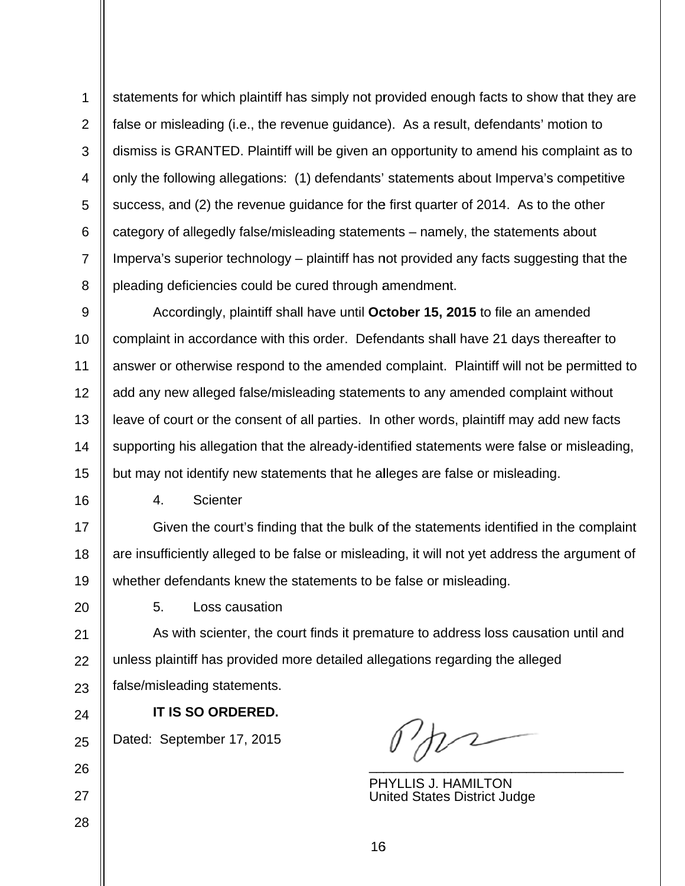statements for which plaintiff has simply not provided enough facts to show that they are false or misleading (i.e., the revenue guidance). As a result, defendants' motion to dismiss is GRANTED. Plaintiff will be given an opportunity to amend his complaint as to only the following allegations: (1) defendants' statements about Imperva's competitive success, and (2) the revenue guidance for the first quarter of 2014. As to the other category of allegedly false/misleading statements – namely, the statements about Imperva's superior technology – plaintiff has not provided any facts suggesting that the pleading deficiencies could be cured through amendment.

Accordingly, plaintiff shall have until **October 15, 2015** to file an amended complaint in accordance with this order. Defendants shall have 21 days thereafter to answer or otherwise respond to the amended complaint. Plaintiff will not be permitted to add any new alleged false/misleading statements to any amended complaint without leave of court or the consent of all parties. In other words, plaintiff may add new facts supporting his allegation that the already-identified statements were false or misleading, but may not identify new statements that he alleges are false or misleading.

4. Scienter

Given the court's finding that the bulk of the statements identified in the complaint are insufficiently alleged to be false or misleading, it will not yet address the argument of whether defendants knew the statements to be false or misleading.

5. Loss causation

As with scienter, the court finds it premature to address loss causation until and unless plaintiff has provided more detailed allegations regarding the alleged false/misleading statements.

**IT IS SO ORDERED.**

Dated: September 17, 2015

PHYLLIS J. HAMILTON
United States District Judge